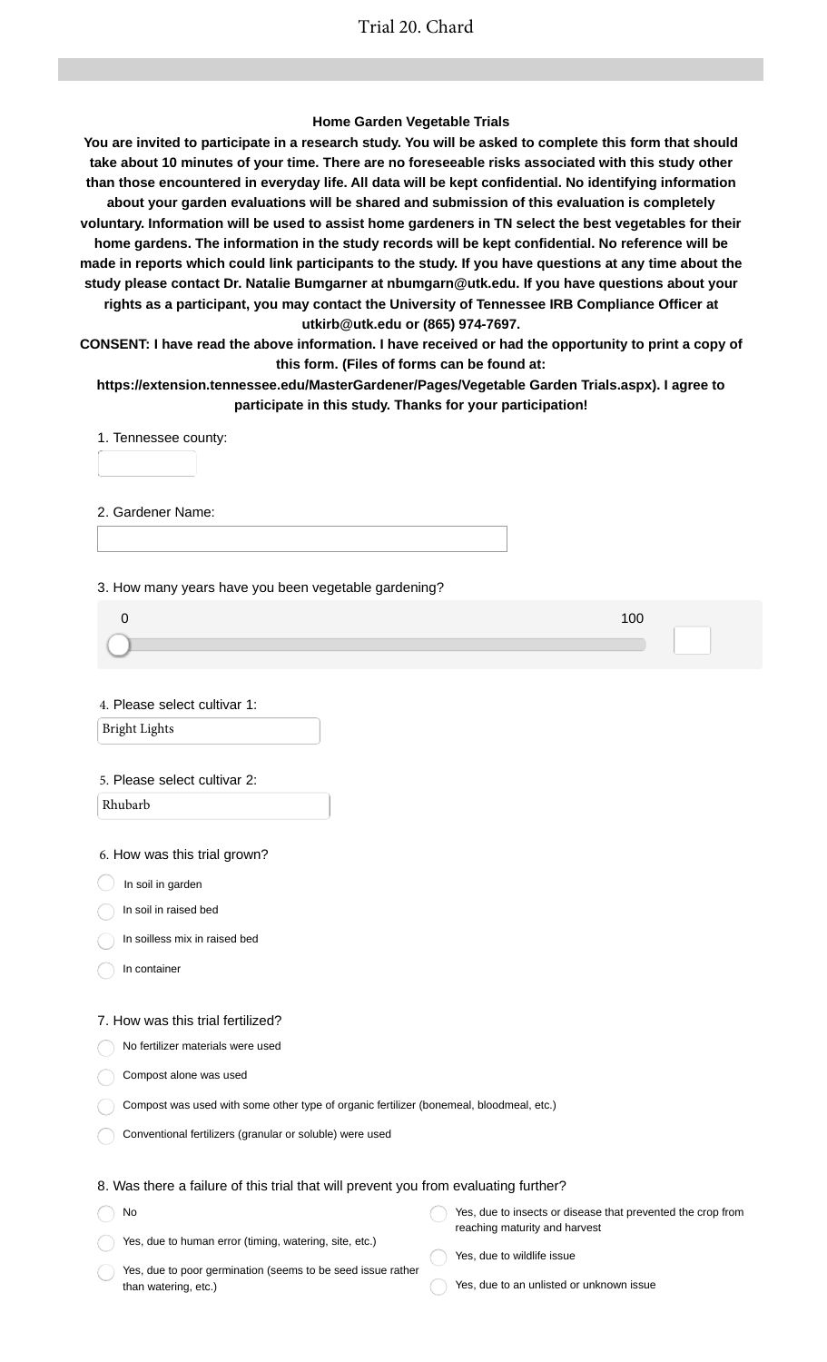# Trial 20. Chard

**Home Garden Vegetable Trials**

**You are invited to participate in a research study. You will be asked to complete this form that should take about 10 minutes of your time. There are no foreseeable risks associated with this study other than those encountered in everyday life. All data will be kept confidential. No identifying information about your garden evaluations will be shared and submission of this evaluation is completely voluntary. Information will be used to assist home gardeners in TN select the best vegetables for their home gardens. The information in the study records will be kept confidential. No reference will be made in reports which could link participants to the study. If you have questions at any time about the study please contact Dr. Natalie Bumgarner at nbumgarn@utk.edu. If you have questions about your rights as a participant, you may contact the University of Tennessee IRB Compliance Officer at utkirb@utk.edu or (865) 974-7697.**

**CONSENT: I have read the above information. I have received or had the opportunity to print a copy of this form. (Files of forms can be found at: https://extension.tennessee.edu/MasterGardener/Pages/Vegetable Garden Trials.aspx). I agree to participate in this study. Thanks for your participation!**

1. Tennessee county:

2. Gardener Name:

3. How many years have you been vegetable gardening?

0 — 100

4. Please select cultivar 1:

Bright Lights

5. Please select cultivar 2:

Rhubarb

6. How was this trial grown?

- In soil in garden
- In soil in raised bed
- In soilless mix in raised bed
- In container

7. How was this trial fertilized?

- No fertilizer materials were used
- Compost alone was used
- Compost was used with some other type of organic fertilizer (bonemeal, bloodmeal, etc.)
- Conventional fertilizers (granular or soluble) were used

8. Was there a failure of this trial that will prevent you from evaluating further?

- No
- Yes, due to human error (timing, watering, site, etc.)
- Yes, due to poor germination (seems to be seed issue rather than watering, etc.)
- Yes, due to insects or disease that prevented the crop from reaching maturity and harvest
- Yes, due to wildlife issue
- Yes, due to an unlisted or unknown issue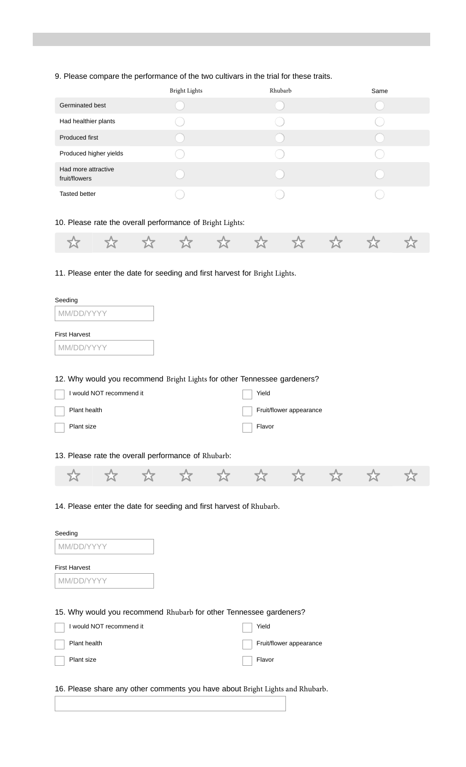9. Please compare the performance of the two cultivars in the trial for these traits.

| | Bright Lights | Rhubarb | Same |
|---|---|---|---|
| Germinated best | ◯ | ◯ | ◯ |
| Had healthier plants | ◯ | ◯ | ◯ |
| Produced first | ◯ | ◯ | ◯ |
| Produced higher yields | ◯ | ◯ | ◯ |
| Had more attractive fruit/flowers | ◯ | ◯ | ◯ |
| Tasted better | ◯ | ◯ | ◯ |

10. Please rate the overall performance of Bright Lights:

☆ ☆ ☆ ☆ ☆ ☆ ☆ ☆ ☆ ☆

11. Please enter the date for seeding and first harvest for Bright Lights.

Seeding

MM/DD/YYYY

First Harvest

MM/DD/YYYY

12. Why would you recommend Bright Lights for other Tennessee gardeners?

- ☐ I would NOT recommend it
- ☐ Yield
- ☐ Plant health
- ☐ Fruit/flower appearance
- ☐ Plant size
- ☐ Flavor

13. Please rate the overall performance of Rhubarb:

☆ ☆ ☆ ☆ ☆ ☆ ☆ ☆ ☆ ☆

14. Please enter the date for seeding and first harvest of Rhubarb.

Seeding

MM/DD/YYYY

First Harvest

MM/DD/YYYY

15. Why would you recommend Rhubarb for other Tennessee gardeners?

- ☐ I would NOT recommend it
- ☐ Yield
- ☐ Plant health
- ☐ Fruit/flower appearance
- ☐ Plant size
- ☐ Flavor

16. Please share any other comments you have about Bright Lights and Rhubarb.